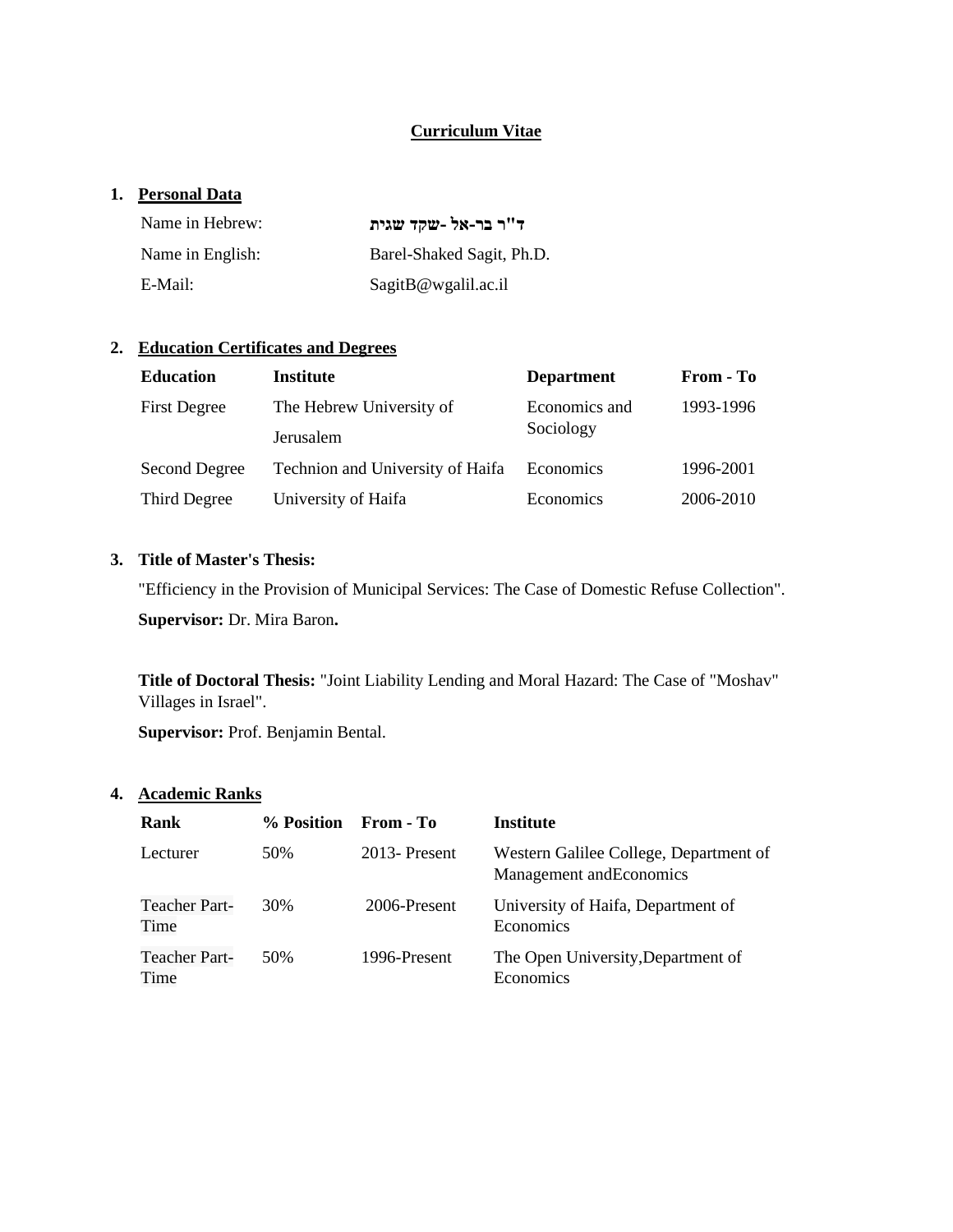# Curriculum Vitae

## 1. Personal Data

| | |
|---|---|
| Name in Hebrew: | **ד"ר בר-אל -שקד שגית** |
| Name in English: | Barel-Shaked Sagit, Ph.D. |
| E-Mail: | SagitB@wgalil.ac.il |

## 2. Education Certificates and Degrees

| Education | Institute | Department | From - To |
|---|---|---|---|
| First Degree | The Hebrew University of Jerusalem | Economics and Sociology | 1993-1996 |
| Second Degree | Technion and University of Haifa | Economics | 1996-2001 |
| Third Degree | University of Haifa | Economics | 2006-2010 |

## 3. Title of Master's Thesis:

"Efficiency in the Provision of Municipal Services: The Case of Domestic Refuse Collection".

**Supervisor:** Dr. Mira Baron**.**

**Title of Doctoral Thesis:** "Joint Liability Lending and Moral Hazard: The Case of "Moshav" Villages in Israel".

**Supervisor:** Prof. Benjamin Bental.

## 4. Academic Ranks

| Rank | % Position | From - To | Institute |
|---|---|---|---|
| Lecturer | 50% | 2013- Present | Western Galilee College, Department of Management andEconomics |
| Teacher Part-Time | 30% | 2006-Present | University of Haifa, Department of Economics |
| Teacher Part-Time | 50% | 1996-Present | The Open University,Department of Economics |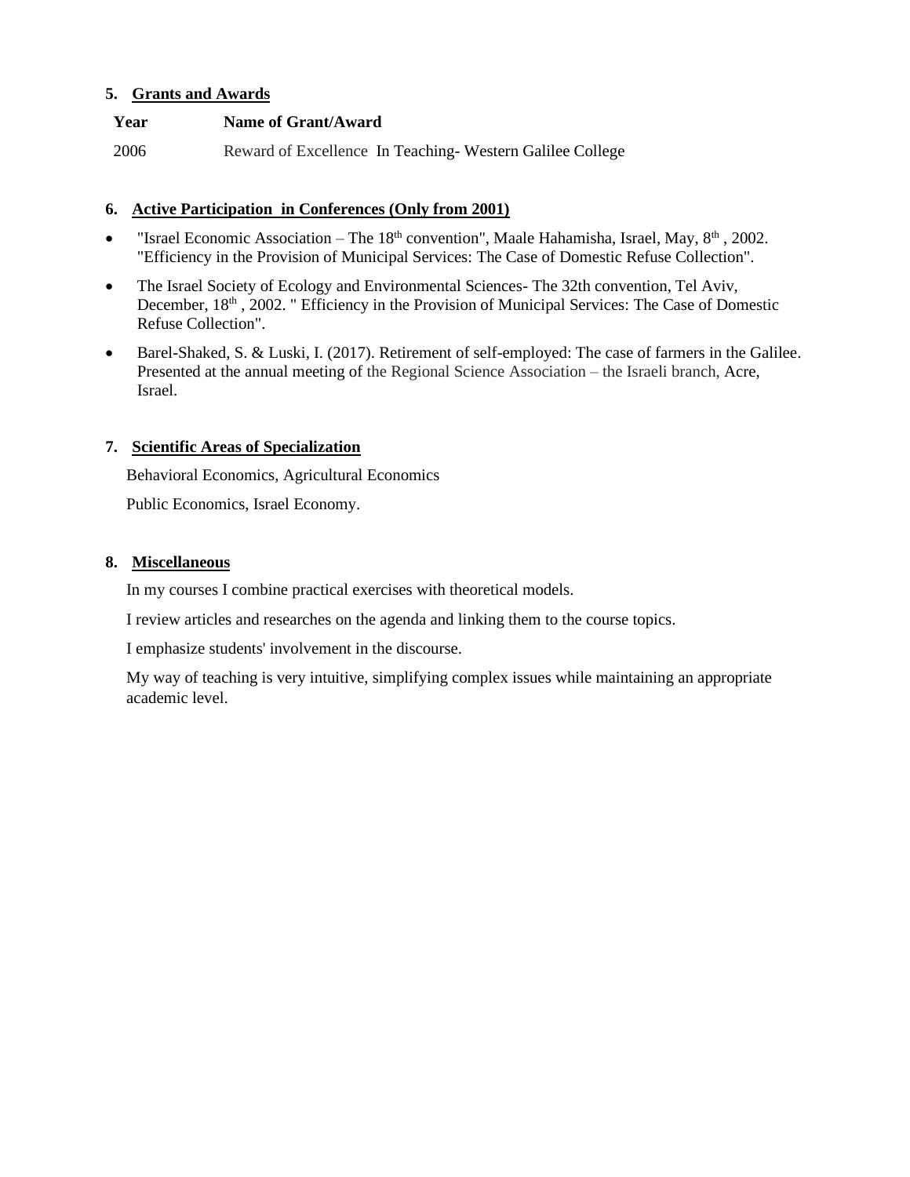## 5. Grants and Awards

| Year | Name of Grant/Award |
| --- | --- |
| 2006 | Reward of Excellence In Teaching- Western Galilee College |

## 6. Active Participation in Conferences (Only from 2001)

- "Israel Economic Association – The 18th convention", Maale Hahamisha, Israel, May, 8th , 2002. "Efficiency in the Provision of Municipal Services: The Case of Domestic Refuse Collection".
- The Israel Society of Ecology and Environmental Sciences- The 32th convention, Tel Aviv, December, 18th , 2002. " Efficiency in the Provision of Municipal Services: The Case of Domestic Refuse Collection".
- Barel-Shaked, S. & Luski, I. (2017). Retirement of self-employed: The case of farmers in the Galilee. Presented at the annual meeting of the Regional Science Association – the Israeli branch, Acre, Israel.

## 7. Scientific Areas of Specialization

Behavioral Economics, Agricultural Economics

Public Economics, Israel Economy.

## 8. Miscellaneous

In my courses I combine practical exercises with theoretical models.

I review articles and researches on the agenda and linking them to the course topics.

I emphasize students' involvement in the discourse.

My way of teaching is very intuitive, simplifying complex issues while maintaining an appropriate academic level.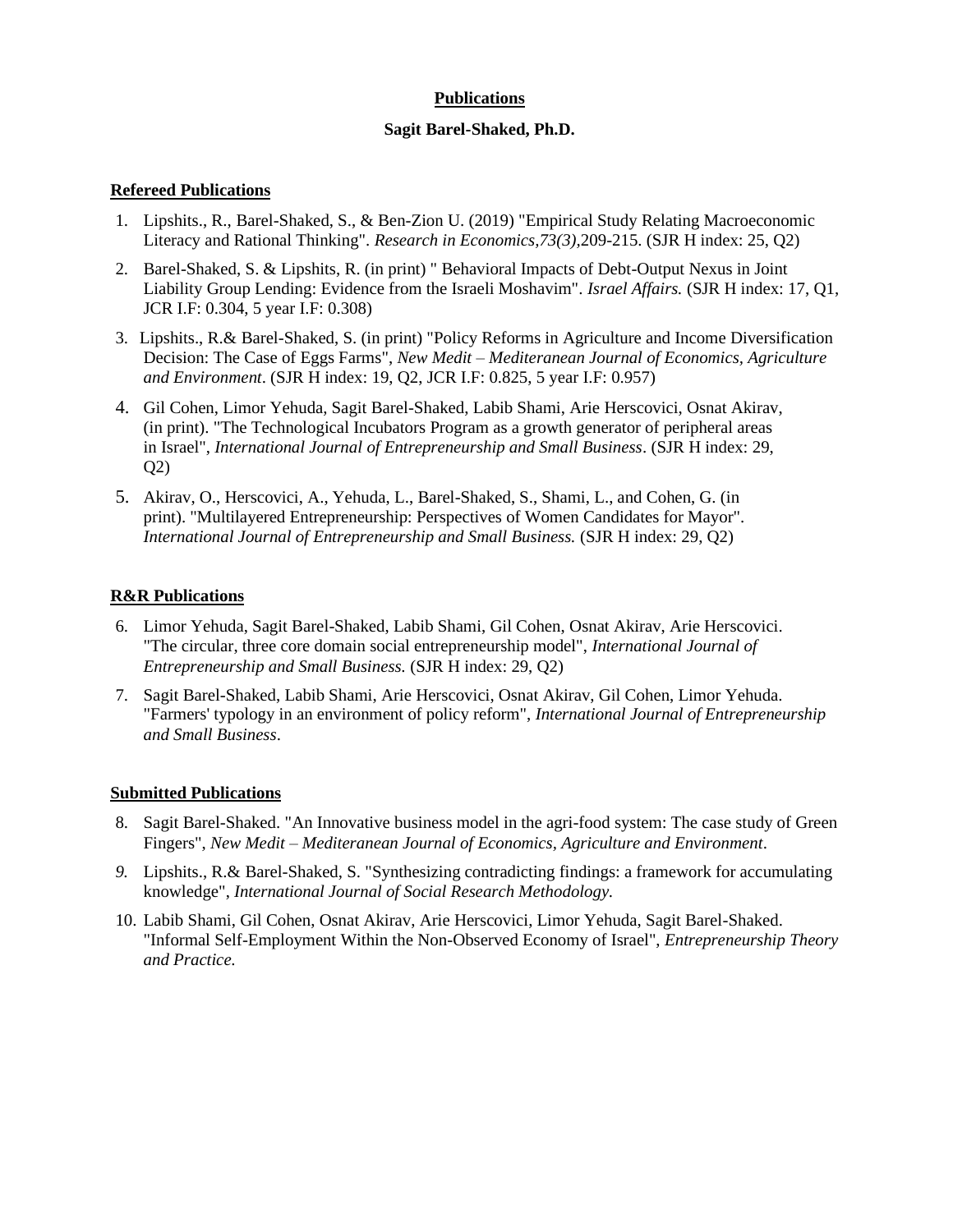**Publications**

**Sagit Barel-Shaked, Ph.D.**

## Refereed Publications

1. Lipshits., R., Barel-Shaked, S., & Ben-Zion U. (2019) "Empirical Study Relating Macroeconomic Literacy and Rational Thinking". *Research in Economics,73(3),*209-215. (SJR H index: 25, Q2)
2. Barel-Shaked, S. & Lipshits, R. (in print) " Behavioral Impacts of Debt-Output Nexus in Joint Liability Group Lending: Evidence from the Israeli Moshavim". *Israel Affairs.* (SJR H index: 17, Q1, JCR I.F: 0.304, 5 year I.F: 0.308)
3. Lipshits., R.& Barel-Shaked, S. (in print) "Policy Reforms in Agriculture and Income Diversification Decision: The Case of Eggs Farms", *New Medit – Mediterranean Journal of Economics, Agriculture and Environment*. (SJR H index: 19, Q2, JCR I.F: 0.825, 5 year I.F: 0.957)
4. Gil Cohen, Limor Yehuda, Sagit Barel-Shaked, Labib Shami, Arie Herscovici, Osnat Akirav, (in print). "The Technological Incubators Program as a growth generator of peripheral areas in Israel", *International Journal of Entrepreneurship and Small Business*. (SJR H index: 29, Q2)
5. Akirav, O., Herscovici, A., Yehuda, L., Barel-Shaked, S., Shami, L., and Cohen, G. (in print). "Multilayered Entrepreneurship: Perspectives of Women Candidates for Mayor". *International Journal of Entrepreneurship and Small Business.* (SJR H index: 29, Q2)

## R&R Publications

6. Limor Yehuda, Sagit Barel-Shaked, Labib Shami, Gil Cohen, Osnat Akirav, Arie Herscovici. "The circular, three core domain social entrepreneurship model", *International Journal of Entrepreneurship and Small Business.* (SJR H index: 29, Q2)
7. Sagit Barel-Shaked, Labib Shami, Arie Herscovici, Osnat Akirav, Gil Cohen, Limor Yehuda. "Farmers' typology in an environment of policy reform", *International Journal of Entrepreneurship and Small Business*.

## Submitted Publications

8. Sagit Barel-Shaked. "An Innovative business model in the agri-food system: The case study of Green Fingers", *New Medit – Mediteranean Journal of Economics, Agriculture and Environment*.
9. Lipshits., R.& Barel-Shaked, S. "Synthesizing contradicting findings: a framework for accumulating knowledge", *International Journal of Social Research Methodology.*
10. Labib Shami, Gil Cohen, Osnat Akirav, Arie Herscovici, Limor Yehuda, Sagit Barel-Shaked. "Informal Self-Employment Within the Non-Observed Economy of Israel", *Entrepreneurship Theory and Practice.*